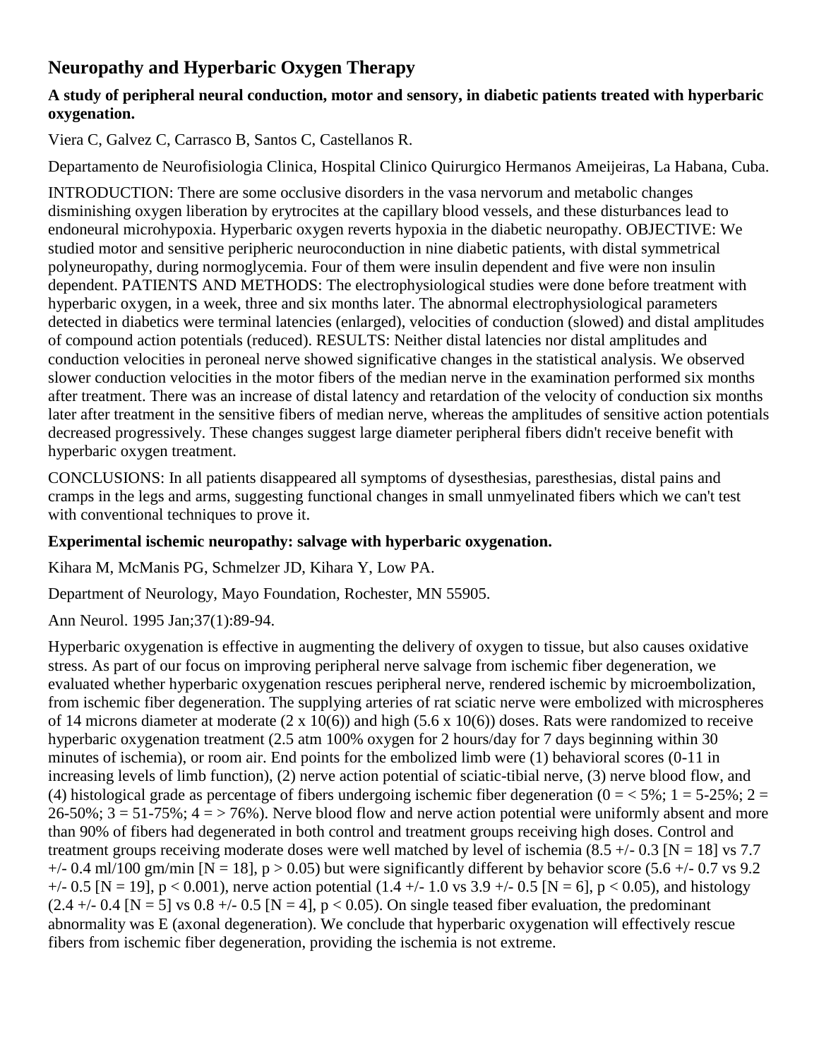# Neuropathy and Hyperbaric Oxygen Therapy

### A study of peripheral neural conduction, motor and sensory, in diabetic patients treated with hyperbaric oxygenation.

Viera C, Galvez C, Carrasco B, Santos C, Castellanos R.

Departamento de Neurofisiologia Clinica, Hospital Clinico Quirurgico Hermanos Ameijeiras, La Habana, Cuba.

INTRODUCTION: There are some occlusive disorders in the vasa nervorum and metabolic changes disminishing oxygen liberation by erytrocites at the capillary blood vessels, and these disturbances lead to endoneural microhypoxia. Hyperbaric oxygen reverts hypoxia in the diabetic neuropathy. OBJECTIVE: We studied motor and sensitive peripheric neuroconduction in nine diabetic patients, with distal symmetrical polyneuropathy, during normoglycemia. Four of them were insulin dependent and five were non insulin dependent. PATIENTS AND METHODS: The electrophysiological studies were done before treatment with hyperbaric oxygen, in a week, three and six months later. The abnormal electrophysiological parameters detected in diabetics were terminal latencies (enlarged), velocities of conduction (slowed) and distal amplitudes of compound action potentials (reduced). RESULTS: Neither distal latencies nor distal amplitudes and conduction velocities in peroneal nerve showed significative changes in the statistical analysis. We observed slower conduction velocities in the motor fibers of the median nerve in the examination performed six months after treatment. There was an increase of distal latency and retardation of the velocity of conduction six months later after treatment in the sensitive fibers of median nerve, whereas the amplitudes of sensitive action potentials decreased progressively. These changes suggest large diameter peripheral fibers didn't receive benefit with hyperbaric oxygen treatment.

CONCLUSIONS: In all patients disappeared all symptoms of dysesthesias, paresthesias, distal pains and cramps in the legs and arms, suggesting functional changes in small unmyelinated fibers which we can't test with conventional techniques to prove it.

### Experimental ischemic neuropathy: salvage with hyperbaric oxygenation.

Kihara M, McManis PG, Schmelzer JD, Kihara Y, Low PA.

Department of Neurology, Mayo Foundation, Rochester, MN 55905.

Ann Neurol. 1995 Jan;37(1):89-94.

Hyperbaric oxygenation is effective in augmenting the delivery of oxygen to tissue, but also causes oxidative stress. As part of our focus on improving peripheral nerve salvage from ischemic fiber degeneration, we evaluated whether hyperbaric oxygenation rescues peripheral nerve, rendered ischemic by microembolization, from ischemic fiber degeneration. The supplying arteries of rat sciatic nerve were embolized with microspheres of 14 microns diameter at moderate (2 x 10(6)) and high (5.6 x 10(6)) doses. Rats were randomized to receive hyperbaric oxygenation treatment (2.5 atm 100% oxygen for 2 hours/day for 7 days beginning within 30 minutes of ischemia), or room air. End points for the embolized limb were (1) behavioral scores (0-11 in increasing levels of limb function), (2) nerve action potential of sciatic-tibial nerve, (3) nerve blood flow, and (4) histological grade as percentage of fibers undergoing ischemic fiber degeneration (0 = < 5%; 1 = 5-25%; 2 = 26-50%; 3 = 51-75%; 4 = > 76%). Nerve blood flow and nerve action potential were uniformly absent and more than 90% of fibers had degenerated in both control and treatment groups receiving high doses. Control and treatment groups receiving moderate doses were well matched by level of ischemia (8.5 +/- 0.3 [N = 18] vs 7.7 +/- 0.4 ml/100 gm/min [N = 18], $p > 0.05$) but were significantly different by behavior score (5.6 +/- 0.7 vs 9.2 +/- 0.5 [N = 19], $p < 0.001$), nerve action potential (1.4 +/- 1.0 vs 3.9 +/- 0.5 [N = 6], $p < 0.05$), and histology (2.4 +/- 0.4 [N = 5] vs 0.8 +/- 0.5 [N = 4], $p < 0.05$). On single teased fiber evaluation, the predominant abnormality was E (axonal degeneration). We conclude that hyperbaric oxygenation will effectively rescue fibers from ischemic fiber degeneration, providing the ischemia is not extreme.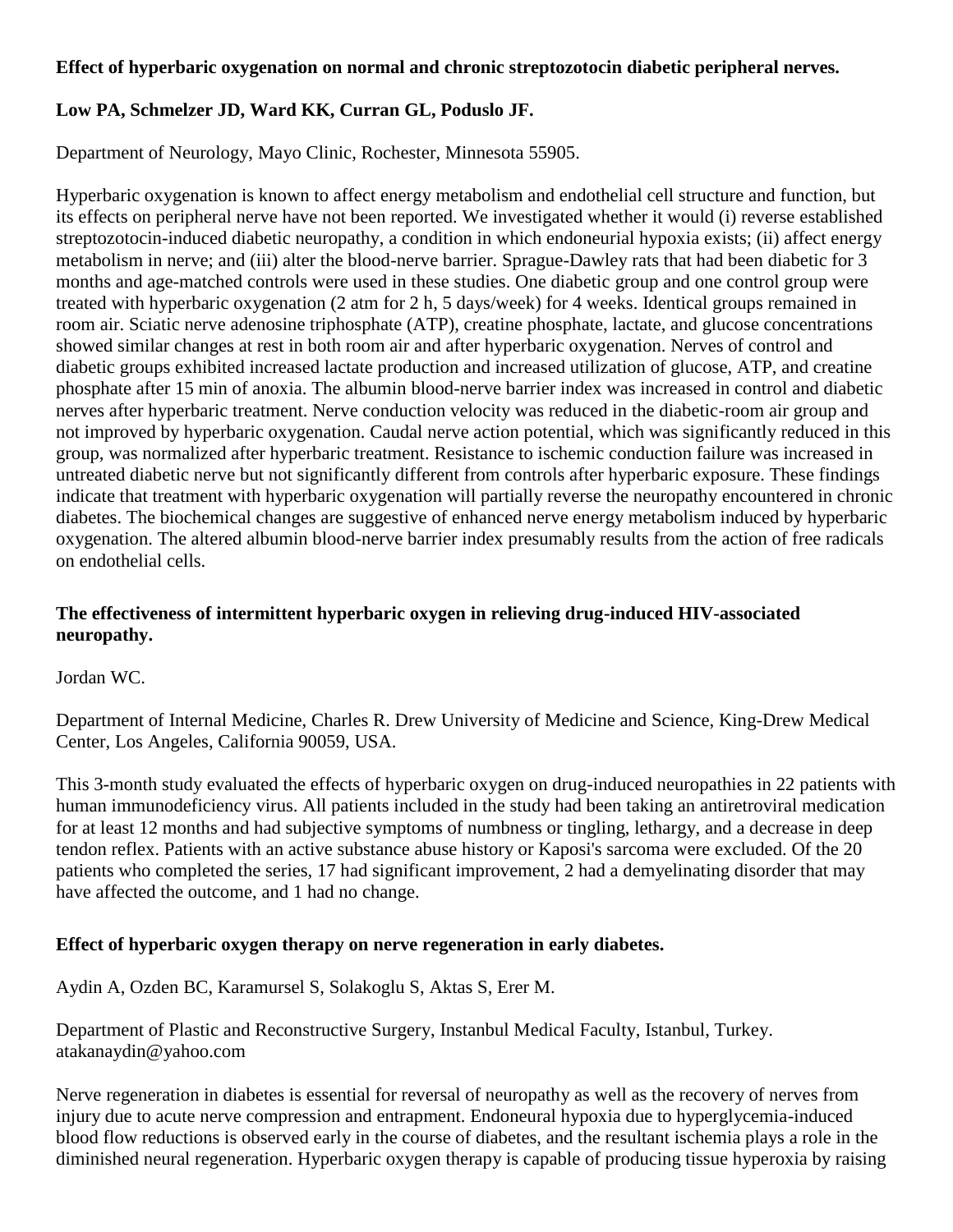**Effect of hyperbaric oxygenation on normal and chronic streptozotocin diabetic peripheral nerves.**

**Low PA, Schmelzer JD, Ward KK, Curran GL, Poduslo JF.**

Department of Neurology, Mayo Clinic, Rochester, Minnesota 55905.

Hyperbaric oxygenation is known to affect energy metabolism and endothelial cell structure and function, but its effects on peripheral nerve have not been reported. We investigated whether it would (i) reverse established streptozotocin-induced diabetic neuropathy, a condition in which endoneurial hypoxia exists; (ii) affect energy metabolism in nerve; and (iii) alter the blood-nerve barrier. Sprague-Dawley rats that had been diabetic for 3 months and age-matched controls were used in these studies. One diabetic group and one control group were treated with hyperbaric oxygenation (2 atm for 2 h, 5 days/week) for 4 weeks. Identical groups remained in room air. Sciatic nerve adenosine triphosphate (ATP), creatine phosphate, lactate, and glucose concentrations showed similar changes at rest in both room air and after hyperbaric oxygenation. Nerves of control and diabetic groups exhibited increased lactate production and increased utilization of glucose, ATP, and creatine phosphate after 15 min of anoxia. The albumin blood-nerve barrier index was increased in control and diabetic nerves after hyperbaric treatment. Nerve conduction velocity was reduced in the diabetic-room air group and not improved by hyperbaric oxygenation. Caudal nerve action potential, which was significantly reduced in this group, was normalized after hyperbaric treatment. Resistance to ischemic conduction failure was increased in untreated diabetic nerve but not significantly different from controls after hyperbaric exposure. These findings indicate that treatment with hyperbaric oxygenation will partially reverse the neuropathy encountered in chronic diabetes. The biochemical changes are suggestive of enhanced nerve energy metabolism induced by hyperbaric oxygenation. The altered albumin blood-nerve barrier index presumably results from the action of free radicals on endothelial cells.

**The effectiveness of intermittent hyperbaric oxygen in relieving drug-induced HIV-associated neuropathy.**

Jordan WC.

Department of Internal Medicine, Charles R. Drew University of Medicine and Science, King-Drew Medical Center, Los Angeles, California 90059, USA.

This 3-month study evaluated the effects of hyperbaric oxygen on drug-induced neuropathies in 22 patients with human immunodeficiency virus. All patients included in the study had been taking an antiretroviral medication for at least 12 months and had subjective symptoms of numbness or tingling, lethargy, and a decrease in deep tendon reflex. Patients with an active substance abuse history or Kaposi's sarcoma were excluded. Of the 20 patients who completed the series, 17 had significant improvement, 2 had a demyelinating disorder that may have affected the outcome, and 1 had no change.

**Effect of hyperbaric oxygen therapy on nerve regeneration in early diabetes.**

Aydin A, Ozden BC, Karamursel S, Solakoglu S, Aktas S, Erer M.

Department of Plastic and Reconstructive Surgery, Instanbul Medical Faculty, Istanbul, Turkey. atakanaydin@yahoo.com

Nerve regeneration in diabetes is essential for reversal of neuropathy as well as the recovery of nerves from injury due to acute nerve compression and entrapment. Endoneural hypoxia due to hyperglycemia-induced blood flow reductions is observed early in the course of diabetes, and the resultant ischemia plays a role in the diminished neural regeneration. Hyperbaric oxygen therapy is capable of producing tissue hyperoxia by raising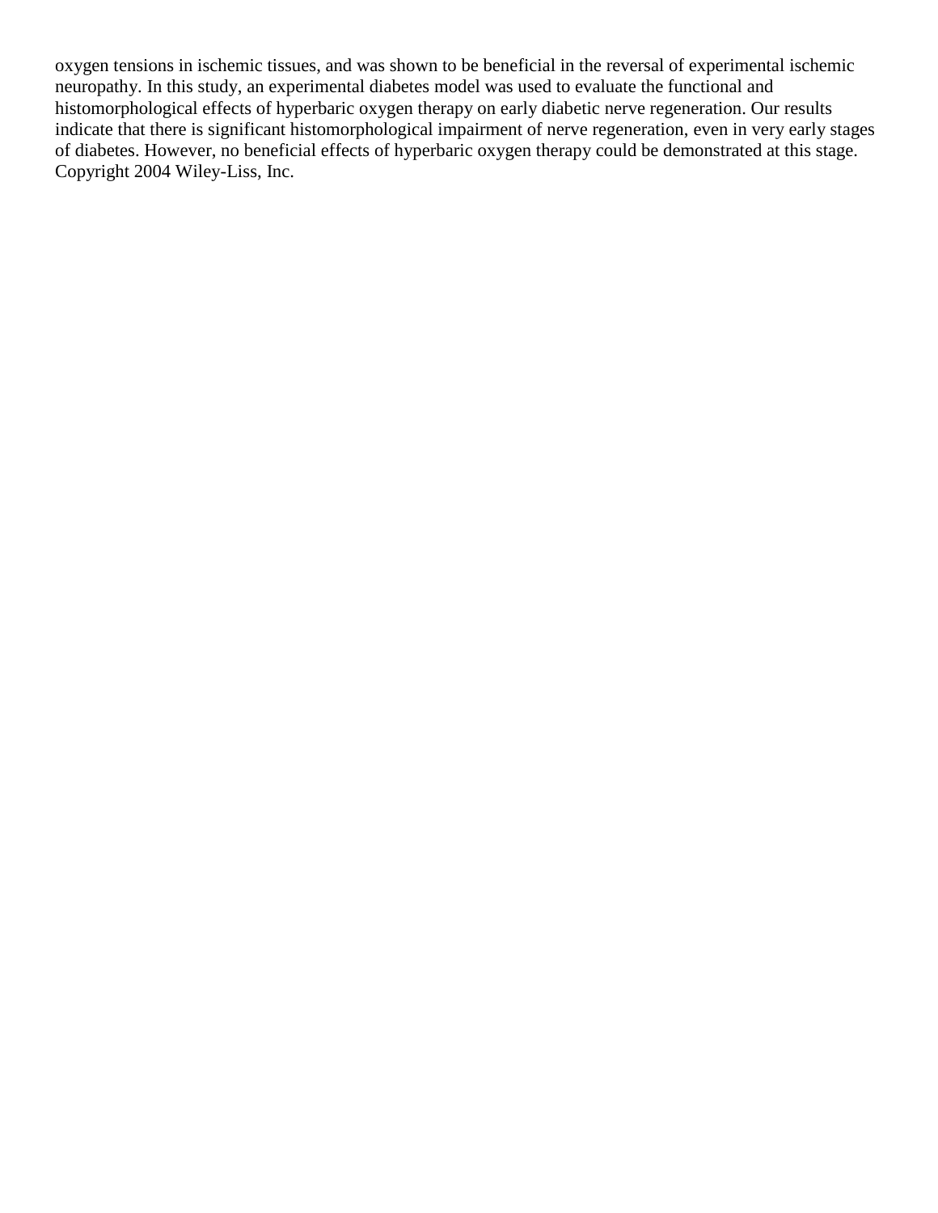oxygen tensions in ischemic tissues, and was shown to be beneficial in the reversal of experimental ischemic neuropathy. In this study, an experimental diabetes model was used to evaluate the functional and histomorphological effects of hyperbaric oxygen therapy on early diabetic nerve regeneration. Our results indicate that there is significant histomorphological impairment of nerve regeneration, even in very early stages of diabetes. However, no beneficial effects of hyperbaric oxygen therapy could be demonstrated at this stage. Copyright 2004 Wiley-Liss, Inc.